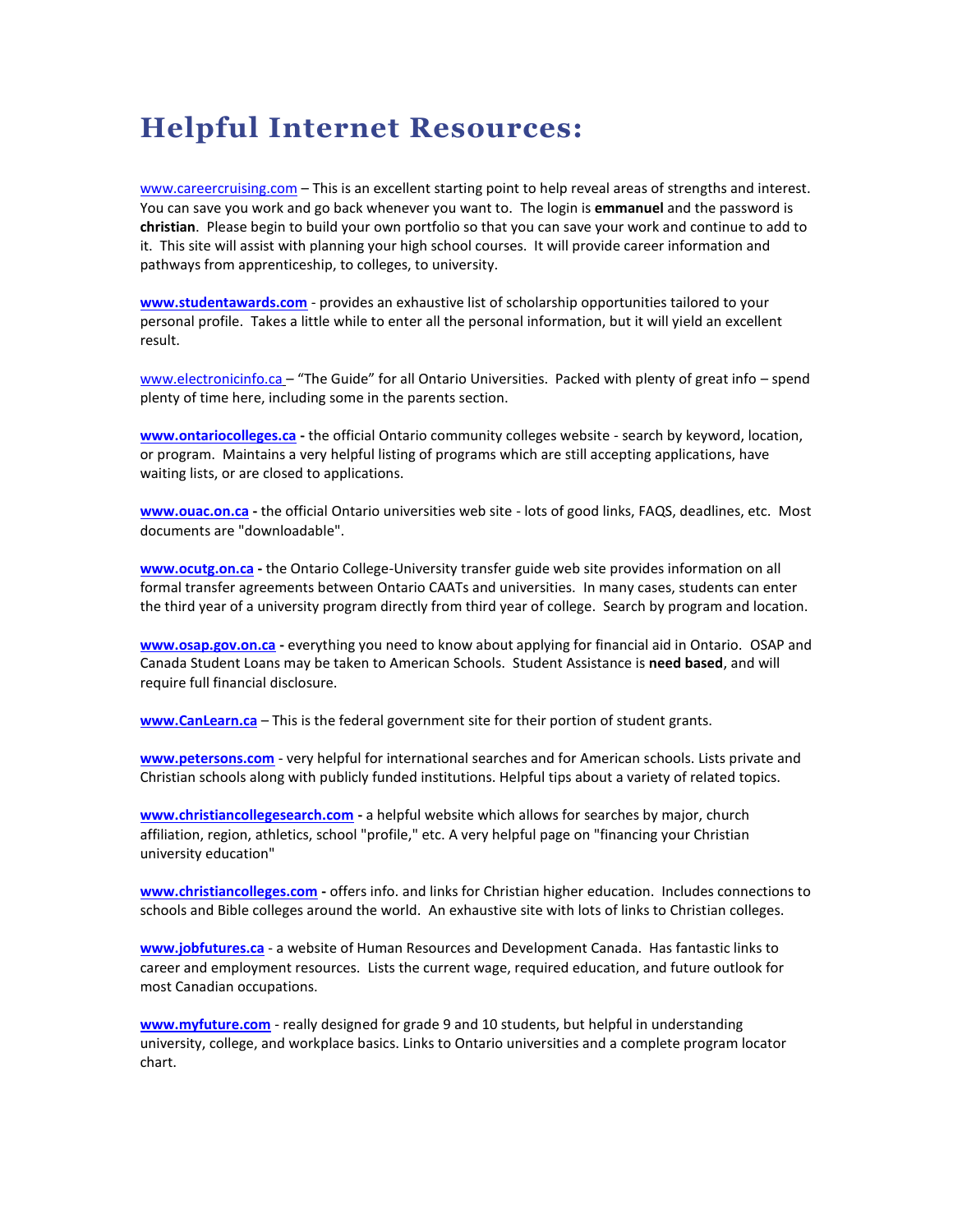# Helpful Internet Resources:

www.careercruising.com – This is an excellent starting point to help reveal areas of strengths and interest. You can save you work and go back whenever you want to. The login is **emmanuel** and the password is **christian**. Please begin to build your own portfolio so that you can save your work and continue to add to it. This site will assist with planning your high school courses. It will provide career information and pathways from apprenticeship, to colleges, to university.

**www.studentawards.com** - provides an exhaustive list of scholarship opportunities tailored to your personal profile. Takes a little while to enter all the personal information, but it will yield an excellent result.

www.electronicinfo.ca – "The Guide" for all Ontario Universities. Packed with plenty of great info – spend plenty of time here, including some in the parents section.

**www.ontariocolleges.ca -** the official Ontario community colleges website - search by keyword, location, or program. Maintains a very helpful listing of programs which are still accepting applications, have waiting lists, or are closed to applications.

**www.ouac.on.ca -** the official Ontario universities web site - lots of good links, FAQS, deadlines, etc. Most documents are "downloadable".

**www.ocutg.on.ca -** the Ontario College-University transfer guide web site provides information on all formal transfer agreements between Ontario CAATs and universities. In many cases, students can enter the third year of a university program directly from third year of college. Search by program and location.

**www.osap.gov.on.ca -** everything you need to know about applying for financial aid in Ontario. OSAP and Canada Student Loans may be taken to American Schools. Student Assistance is **need based**, and will require full financial disclosure.

**www.CanLearn.ca** – This is the federal government site for their portion of student grants.

**www.petersons.com** - very helpful for international searches and for American schools. Lists private and Christian schools along with publicly funded institutions. Helpful tips about a variety of related topics.

**www.christiancollegesearch.com -** a helpful website which allows for searches by major, church affiliation, region, athletics, school "profile," etc. A very helpful page on "financing your Christian university education"

**www.christiancolleges.com -** offers info. and links for Christian higher education. Includes connections to schools and Bible colleges around the world. An exhaustive site with lots of links to Christian colleges.

**www.jobfutures.ca** - a website of Human Resources and Development Canada. Has fantastic links to career and employment resources. Lists the current wage, required education, and future outlook for most Canadian occupations.

**www.myfuture.com** - really designed for grade 9 and 10 students, but helpful in understanding university, college, and workplace basics. Links to Ontario universities and a complete program locator chart.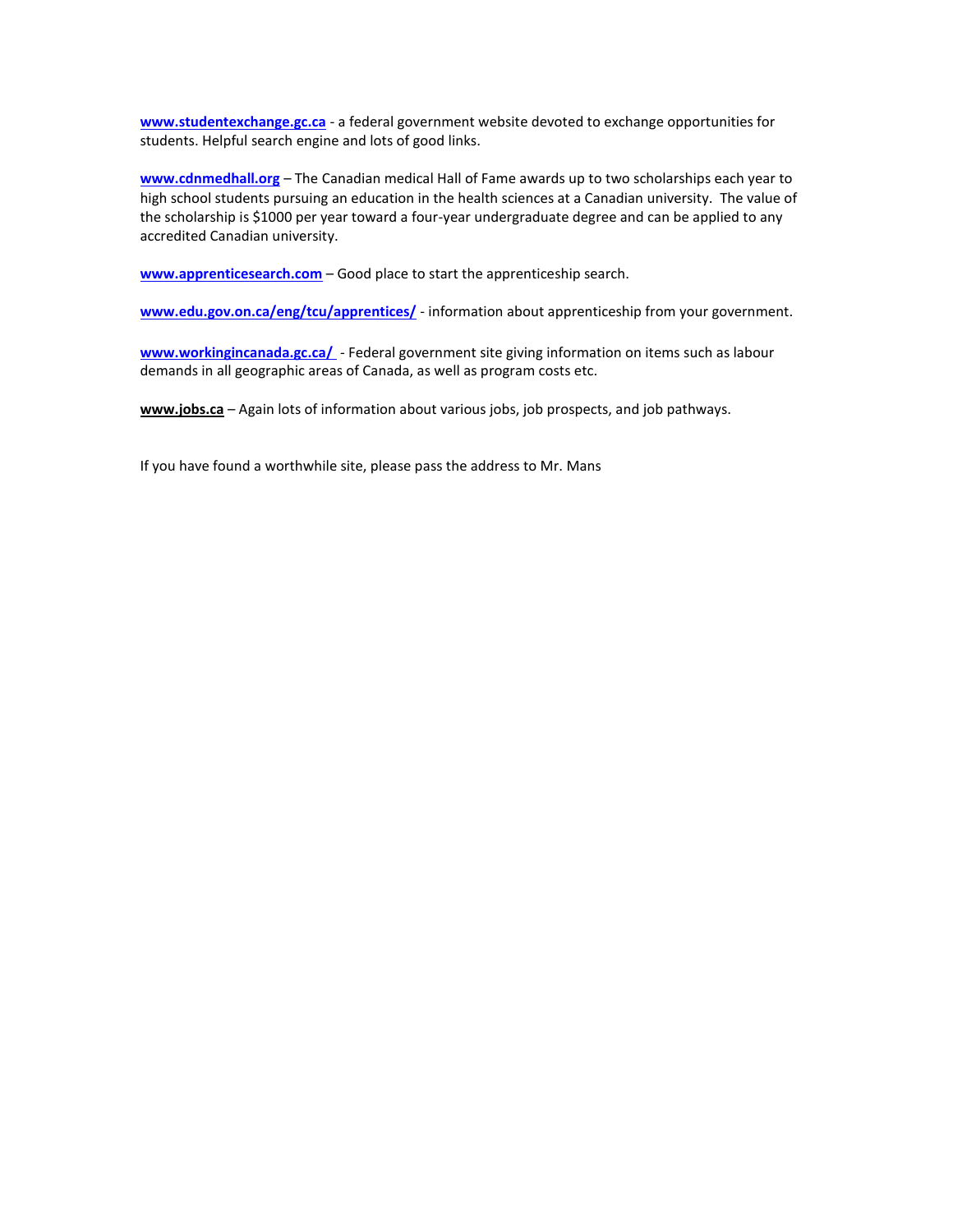**www.studentexchange.gc.ca** - a federal government website devoted to exchange opportunities for students. Helpful search engine and lots of good links.

**www.cdnmedhall.org** – The Canadian medical Hall of Fame awards up to two scholarships each year to high school students pursuing an education in the health sciences at a Canadian university. The value of the scholarship is $1000 per year toward a four-year undergraduate degree and can be applied to any accredited Canadian university.

**www.apprenticesearch.com** – Good place to start the apprenticeship search.

**www.edu.gov.on.ca/eng/tcu/apprentices/** - information about apprenticeship from your government.

**www.workingincanada.gc.ca/** - Federal government site giving information on items such as labour demands in all geographic areas of Canada, as well as program costs etc.

**www.jobs.ca** – Again lots of information about various jobs, job prospects, and job pathways.

If you have found a worthwhile site, please pass the address to Mr. Mans